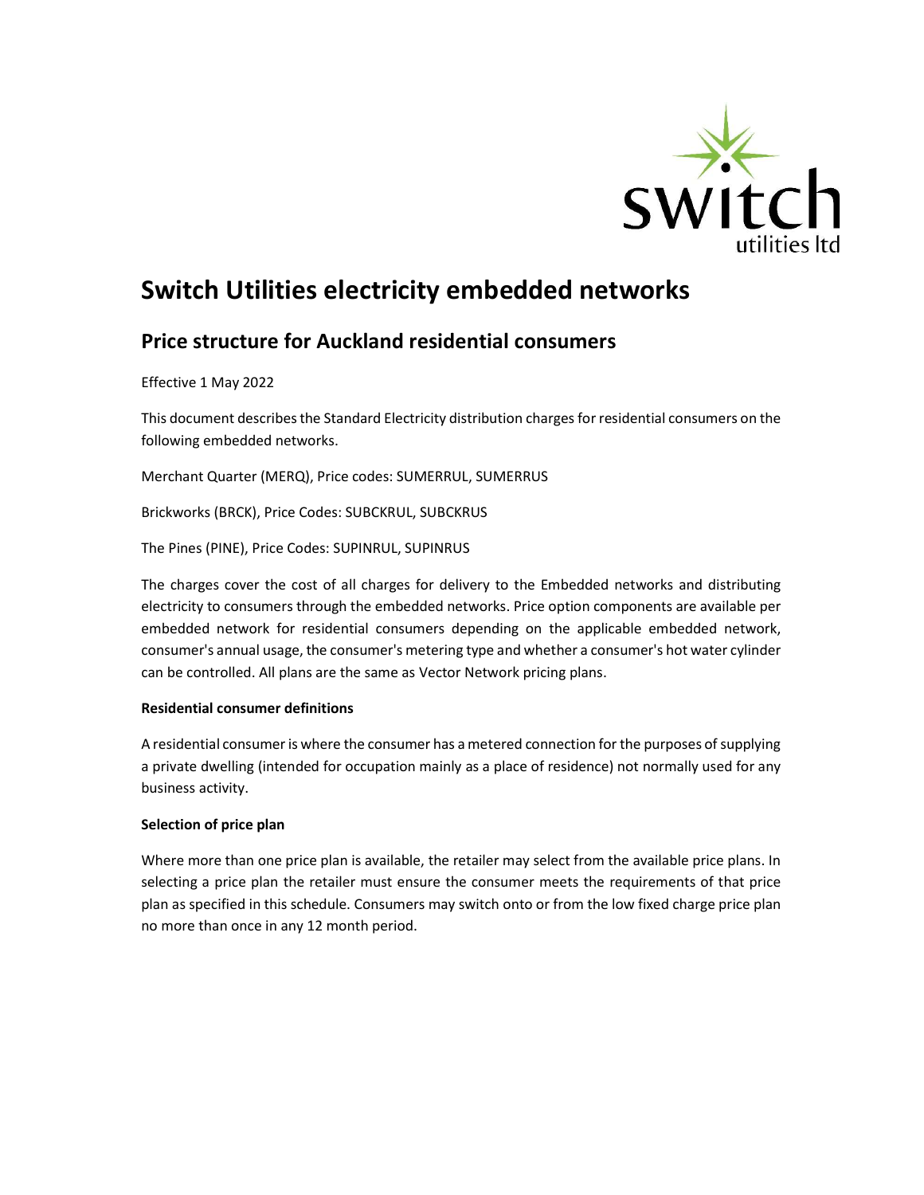# Switch Utilities electricity embedded networks

## Price structure for Auckland residential consumers

Effective 1 May 2022

This document describes the Standard Electricity distribution charges for residential consumers on the following embedded networks.

Merchant Quarter (MERQ), Price codes: SUMERRUL, SUMERRUS

Brickworks (BRCK), Price Codes: SUBCKRUL, SUBCKRUS

The Pines (PINE), Price Codes: SUPINRUL, SUPINRUS

The charges cover the cost of all charges for delivery to the Embedded networks and distributing electricity to consumers through the embedded networks. Price option components are available per embedded network for residential consumers depending on the applicable embedded network, consumer's annual usage, the consumer's metering type and whether a consumer's hot water cylinder can be controlled. All plans are the same as Vector Network pricing plans.

**Residential consumer definitions**

A residential consumer is where the consumer has a metered connection for the purposes of supplying a private dwelling (intended for occupation mainly as a place of residence) not normally used for any business activity.

**Selection of price plan**

Where more than one price plan is available, the retailer may select from the available price plans. In selecting a price plan the retailer must ensure the consumer meets the requirements of that price plan as specified in this schedule. Consumers may switch onto or from the low fixed charge price plan no more than once in any 12 month period.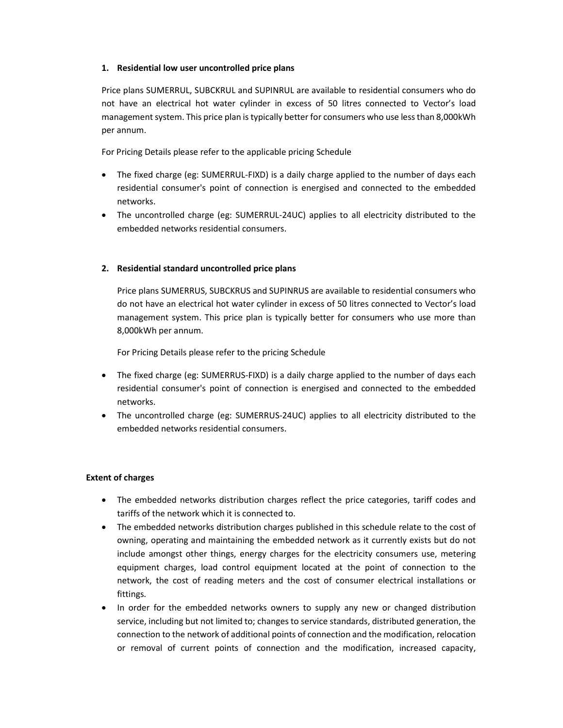### 1. Residential low user uncontrolled price plans

Price plans SUMERRUL, SUBCKRUL and SUPINRUL are available to residential consumers who do not have an electrical hot water cylinder in excess of 50 litres connected to Vector's load management system. This price plan is typically better for consumers who use less than 8,000kWh per annum.

For Pricing Details please refer to the applicable pricing Schedule

- The fixed charge (eg: SUMERRUL-FIXD) is a daily charge applied to the number of days each residential consumer's point of connection is energised and connected to the embedded networks.
- The uncontrolled charge (eg: SUMERRUL-24UC) applies to all electricity distributed to the embedded networks residential consumers.

### 2. Residential standard uncontrolled price plans

Price plans SUMERRUS, SUBCKRUS and SUPINRUS are available to residential consumers who do not have an electrical hot water cylinder in excess of 50 litres connected to Vector's load management system. This price plan is typically better for consumers who use more than 8,000kWh per annum.

For Pricing Details please refer to the pricing Schedule

- The fixed charge (eg: SUMERRUS-FIXD) is a daily charge applied to the number of days each residential consumer's point of connection is energised and connected to the embedded networks.
- The uncontrolled charge (eg: SUMERRUS-24UC) applies to all electricity distributed to the embedded networks residential consumers.

### Extent of charges

- The embedded networks distribution charges reflect the price categories, tariff codes and tariffs of the network which it is connected to.
- The embedded networks distribution charges published in this schedule relate to the cost of owning, operating and maintaining the embedded network as it currently exists but do not include amongst other things, energy charges for the electricity consumers use, metering equipment charges, load control equipment located at the point of connection to the network, the cost of reading meters and the cost of consumer electrical installations or fittings.
- In order for the embedded networks owners to supply any new or changed distribution service, including but not limited to; changes to service standards, distributed generation, the connection to the network of additional points of connection and the modification, relocation or removal of current points of connection and the modification, increased capacity,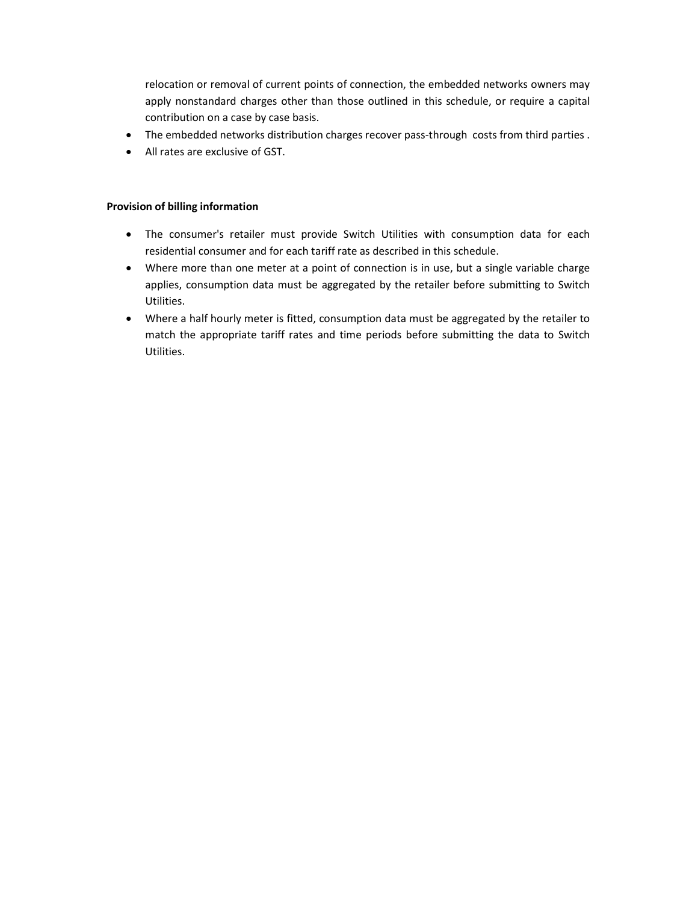relocation or removal of current points of connection, the embedded networks owners may apply nonstandard charges other than those outlined in this schedule, or require a capital contribution on a case by case basis.

- The embedded networks distribution charges recover pass-through costs from third parties .
- All rates are exclusive of GST.

**Provision of billing information**

- The consumer's retailer must provide Switch Utilities with consumption data for each residential consumer and for each tariff rate as described in this schedule.
- Where more than one meter at a point of connection is in use, but a single variable charge applies, consumption data must be aggregated by the retailer before submitting to Switch Utilities.
- Where a half hourly meter is fitted, consumption data must be aggregated by the retailer to match the appropriate tariff rates and time periods before submitting the data to Switch Utilities.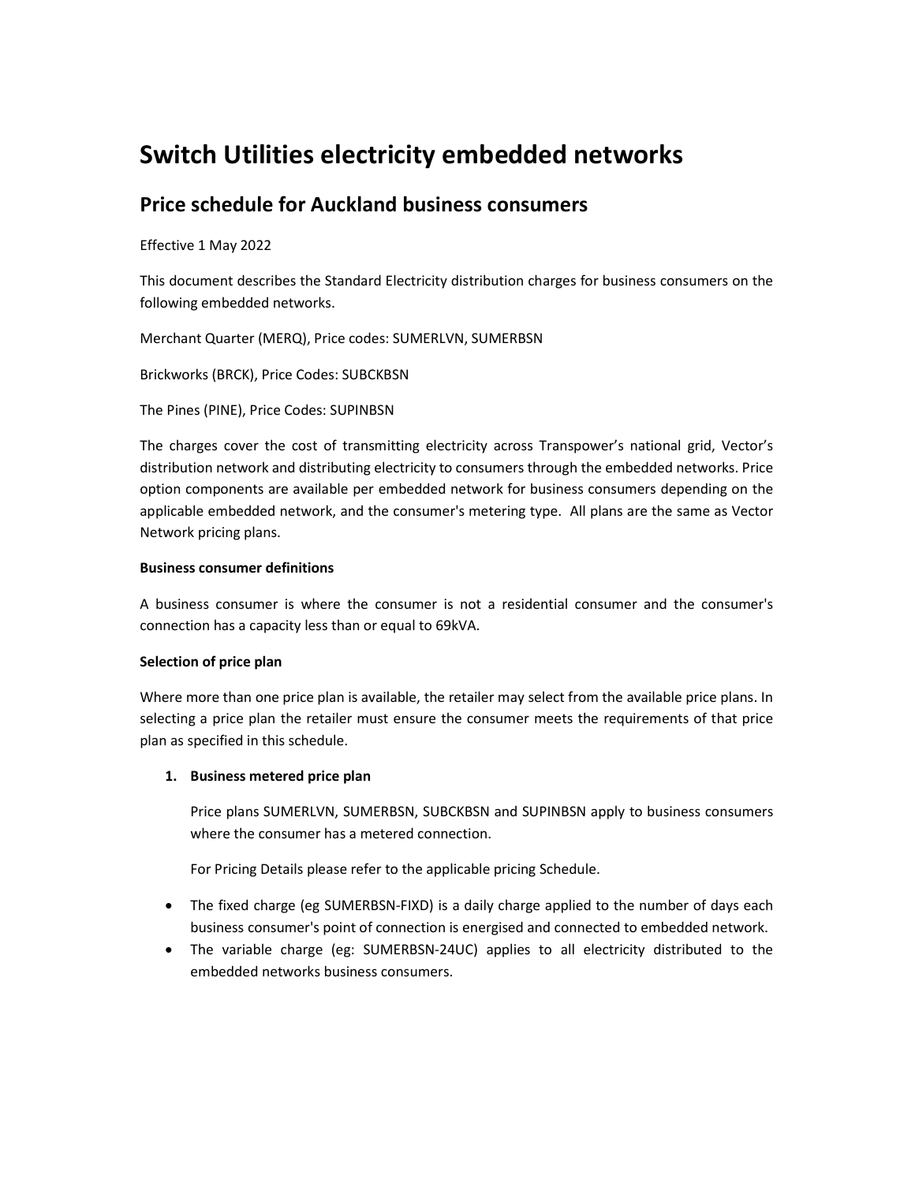# Switch Utilities electricity embedded networks

## Price schedule for Auckland business consumers

Effective 1 May 2022

This document describes the Standard Electricity distribution charges for business consumers on the following embedded networks.

Merchant Quarter (MERQ), Price codes: SUMERLVN, SUMERBSN

Brickworks (BRCK), Price Codes: SUBCKBSN

The Pines (PINE), Price Codes: SUPINBSN

The charges cover the cost of transmitting electricity across Transpower's national grid, Vector's distribution network and distributing electricity to consumers through the embedded networks. Price option components are available per embedded network for business consumers depending on the applicable embedded network, and the consumer's metering type. All plans are the same as Vector Network pricing plans.

**Business consumer definitions**

A business consumer is where the consumer is not a residential consumer and the consumer's connection has a capacity less than or equal to 69kVA.

**Selection of price plan**

Where more than one price plan is available, the retailer may select from the available price plans. In selecting a price plan the retailer must ensure the consumer meets the requirements of that price plan as specified in this schedule.

1. **Business metered price plan**

   Price plans SUMERLVN, SUMERBSN, SUBCKBSN and SUPINBSN apply to business consumers where the consumer has a metered connection.

   For Pricing Details please refer to the applicable pricing Schedule.

- The fixed charge (eg SUMERBSN-FIXD) is a daily charge applied to the number of days each business consumer's point of connection is energised and connected to embedded network.
- The variable charge (eg: SUMERBSN-24UC) applies to all electricity distributed to the embedded networks business consumers.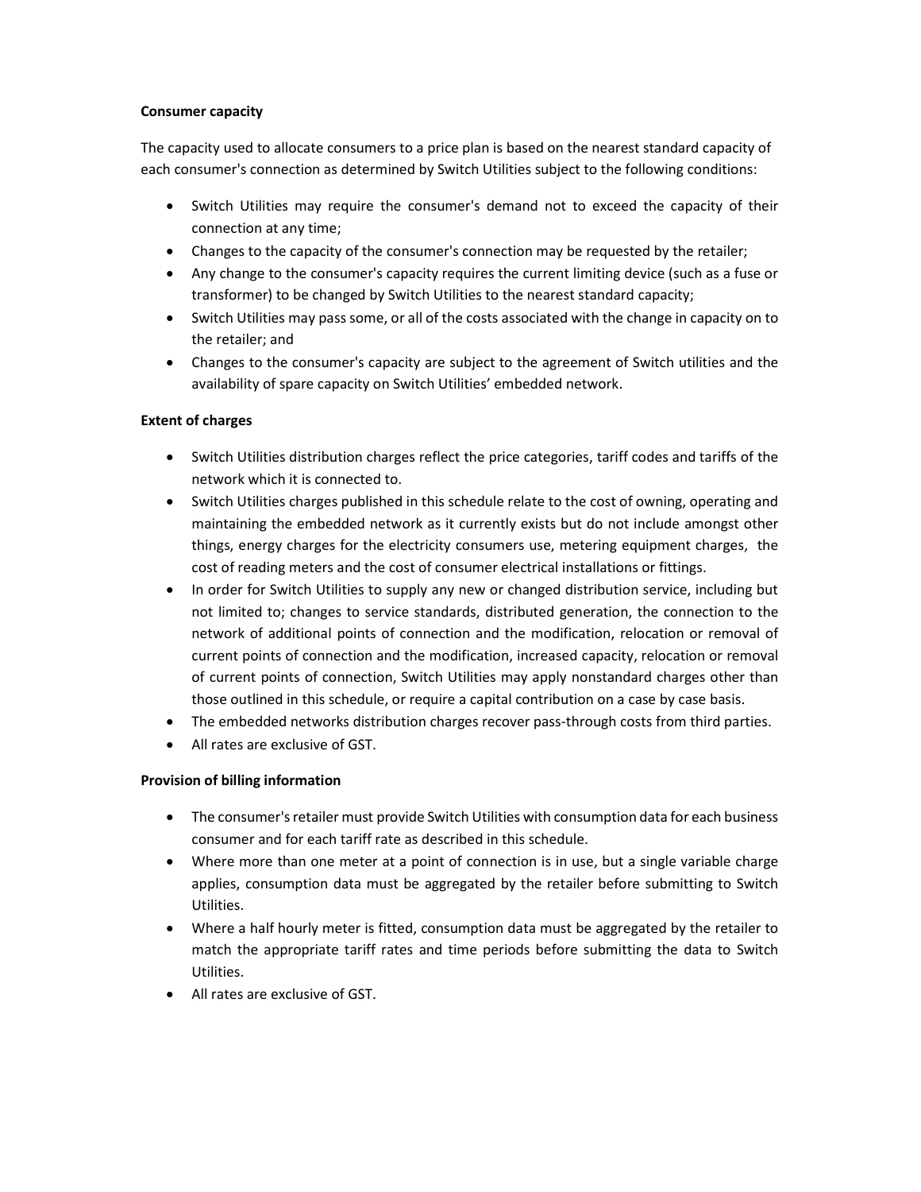**Consumer capacity**

The capacity used to allocate consumers to a price plan is based on the nearest standard capacity of each consumer's connection as determined by Switch Utilities subject to the following conditions:

- Switch Utilities may require the consumer's demand not to exceed the capacity of their connection at any time;
- Changes to the capacity of the consumer's connection may be requested by the retailer;
- Any change to the consumer's capacity requires the current limiting device (such as a fuse or transformer) to be changed by Switch Utilities to the nearest standard capacity;
- Switch Utilities may pass some, or all of the costs associated with the change in capacity on to the retailer; and
- Changes to the consumer's capacity are subject to the agreement of Switch utilities and the availability of spare capacity on Switch Utilities' embedded network.

**Extent of charges**

- Switch Utilities distribution charges reflect the price categories, tariff codes and tariffs of the network which it is connected to.
- Switch Utilities charges published in this schedule relate to the cost of owning, operating and maintaining the embedded network as it currently exists but do not include amongst other things, energy charges for the electricity consumers use, metering equipment charges, the cost of reading meters and the cost of consumer electrical installations or fittings.
- In order for Switch Utilities to supply any new or changed distribution service, including but not limited to; changes to service standards, distributed generation, the connection to the network of additional points of connection and the modification, relocation or removal of current points of connection and the modification, increased capacity, relocation or removal of current points of connection, Switch Utilities may apply nonstandard charges other than those outlined in this schedule, or require a capital contribution on a case by case basis.
- The embedded networks distribution charges recover pass-through costs from third parties.
- All rates are exclusive of GST.

**Provision of billing information**

- The consumer's retailer must provide Switch Utilities with consumption data for each business consumer and for each tariff rate as described in this schedule.
- Where more than one meter at a point of connection is in use, but a single variable charge applies, consumption data must be aggregated by the retailer before submitting to Switch Utilities.
- Where a half hourly meter is fitted, consumption data must be aggregated by the retailer to match the appropriate tariff rates and time periods before submitting the data to Switch Utilities.
- All rates are exclusive of GST.